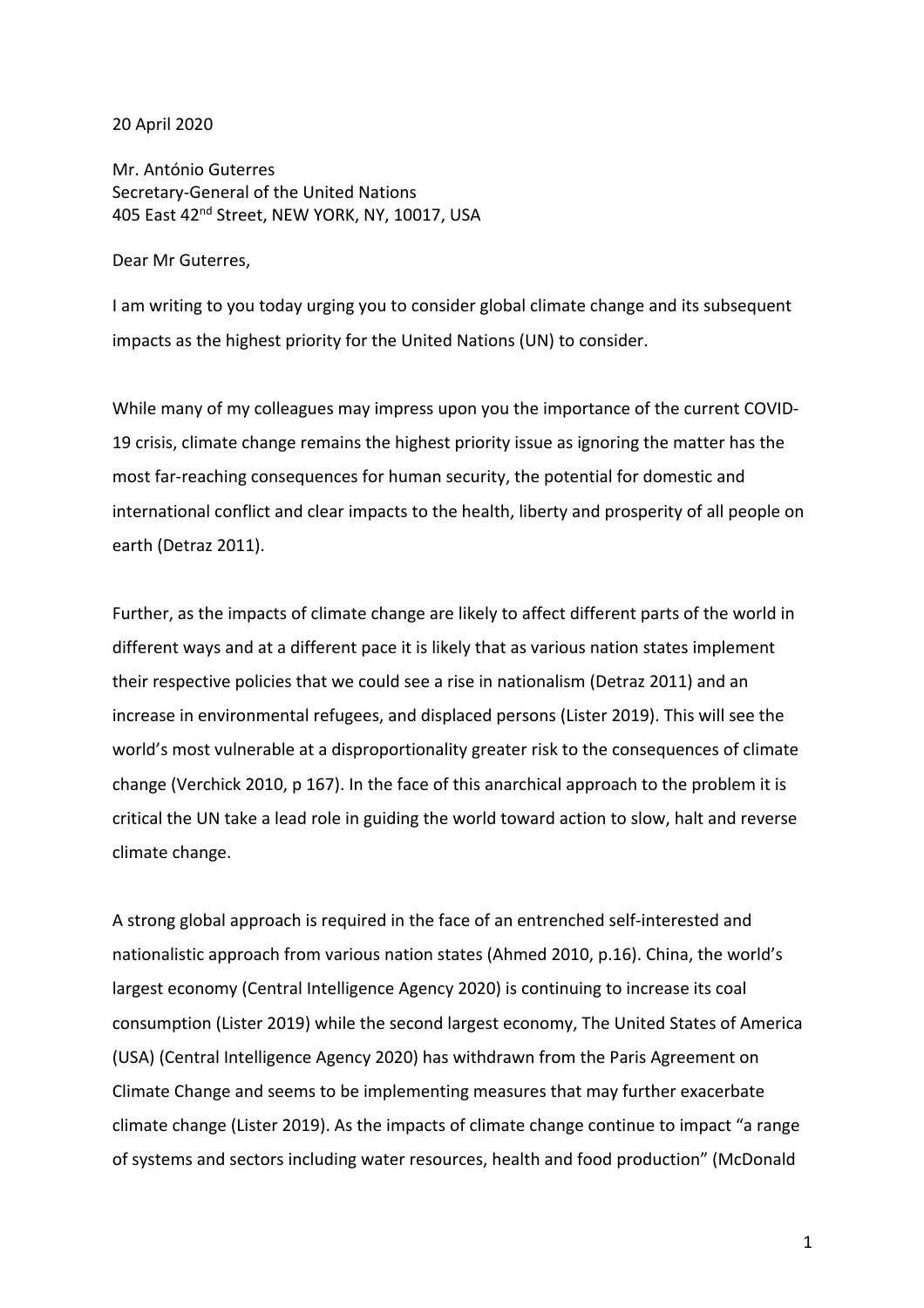20 April 2020

Mr. António Guterres
Secretary-General of the United Nations
405 East 42nd Street, NEW YORK, NY, 10017, USA

Dear Mr Guterres,

I am writing to you today urging you to consider global climate change and its subsequent impacts as the highest priority for the United Nations (UN) to consider.

While many of my colleagues may impress upon you the importance of the current COVID-19 crisis, climate change remains the highest priority issue as ignoring the matter has the most far-reaching consequences for human security, the potential for domestic and international conflict and clear impacts to the health, liberty and prosperity of all people on earth (Detraz 2011).

Further, as the impacts of climate change are likely to affect different parts of the world in different ways and at a different pace it is likely that as various nation states implement their respective policies that we could see a rise in nationalism (Detraz 2011) and an increase in environmental refugees, and displaced persons (Lister 2019). This will see the world's most vulnerable at a disproportionality greater risk to the consequences of climate change (Verchick 2010, p 167). In the face of this anarchical approach to the problem it is critical the UN take a lead role in guiding the world toward action to slow, halt and reverse climate change.

A strong global approach is required in the face of an entrenched self-interested and nationalistic approach from various nation states (Ahmed 2010, p.16). China, the world's largest economy (Central Intelligence Agency 2020) is continuing to increase its coal consumption (Lister 2019) while the second largest economy, The United States of America (USA) (Central Intelligence Agency 2020) has withdrawn from the Paris Agreement on Climate Change and seems to be implementing measures that may further exacerbate climate change (Lister 2019). As the impacts of climate change continue to impact "a range of systems and sectors including water resources, health and food production" (McDonald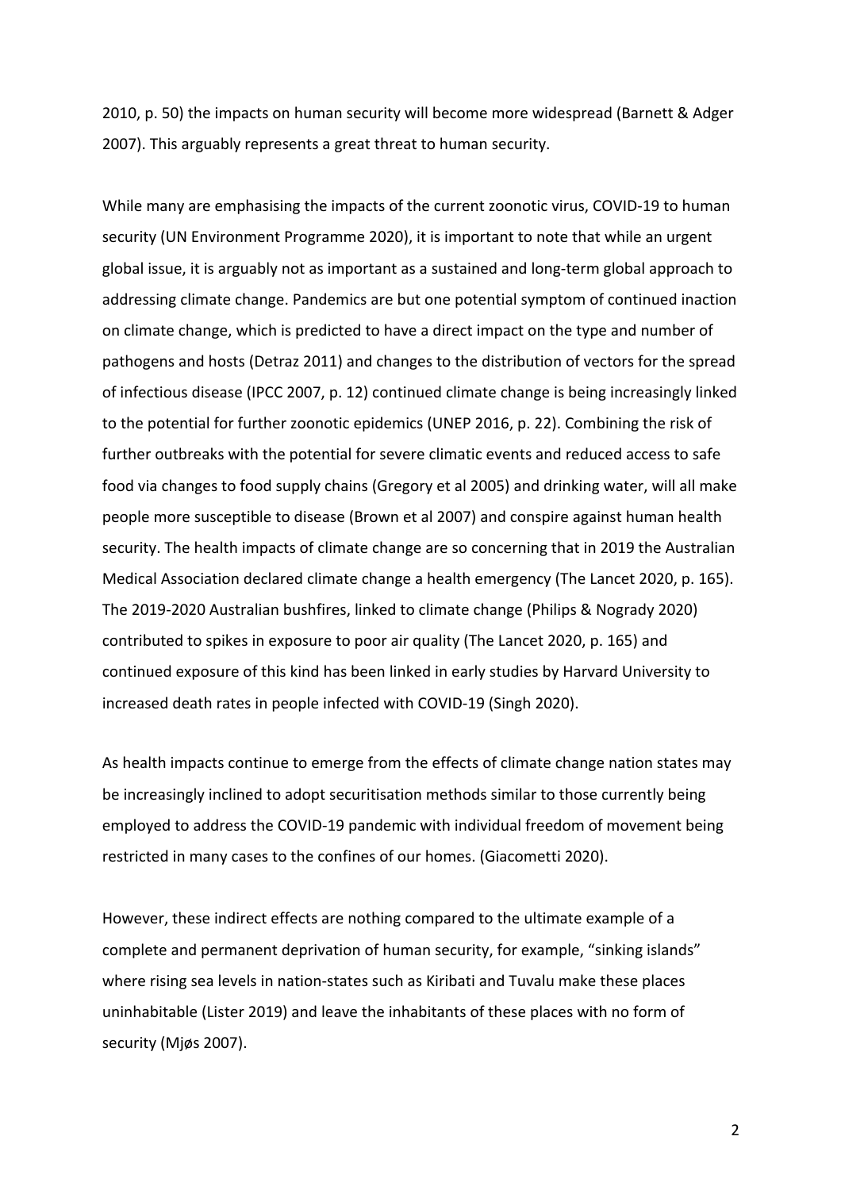2010, p. 50) the impacts on human security will become more widespread (Barnett & Adger 2007). This arguably represents a great threat to human security.

While many are emphasising the impacts of the current zoonotic virus, COVID-19 to human security (UN Environment Programme 2020), it is important to note that while an urgent global issue, it is arguably not as important as a sustained and long-term global approach to addressing climate change. Pandemics are but one potential symptom of continued inaction on climate change, which is predicted to have a direct impact on the type and number of pathogens and hosts (Detraz 2011) and changes to the distribution of vectors for the spread of infectious disease (IPCC 2007, p. 12) continued climate change is being increasingly linked to the potential for further zoonotic epidemics (UNEP 2016, p. 22). Combining the risk of further outbreaks with the potential for severe climatic events and reduced access to safe food via changes to food supply chains (Gregory et al 2005) and drinking water, will all make people more susceptible to disease (Brown et al 2007) and conspire against human health security. The health impacts of climate change are so concerning that in 2019 the Australian Medical Association declared climate change a health emergency (The Lancet 2020, p. 165). The 2019-2020 Australian bushfires, linked to climate change (Philips & Nogrady 2020) contributed to spikes in exposure to poor air quality (The Lancet 2020, p. 165) and continued exposure of this kind has been linked in early studies by Harvard University to increased death rates in people infected with COVID-19 (Singh 2020).

As health impacts continue to emerge from the effects of climate change nation states may be increasingly inclined to adopt securitisation methods similar to those currently being employed to address the COVID-19 pandemic with individual freedom of movement being restricted in many cases to the confines of our homes. (Giacometti 2020).

However, these indirect effects are nothing compared to the ultimate example of a complete and permanent deprivation of human security, for example, "sinking islands" where rising sea levels in nation-states such as Kiribati and Tuvalu make these places uninhabitable (Lister 2019) and leave the inhabitants of these places with no form of security (Mjøs 2007).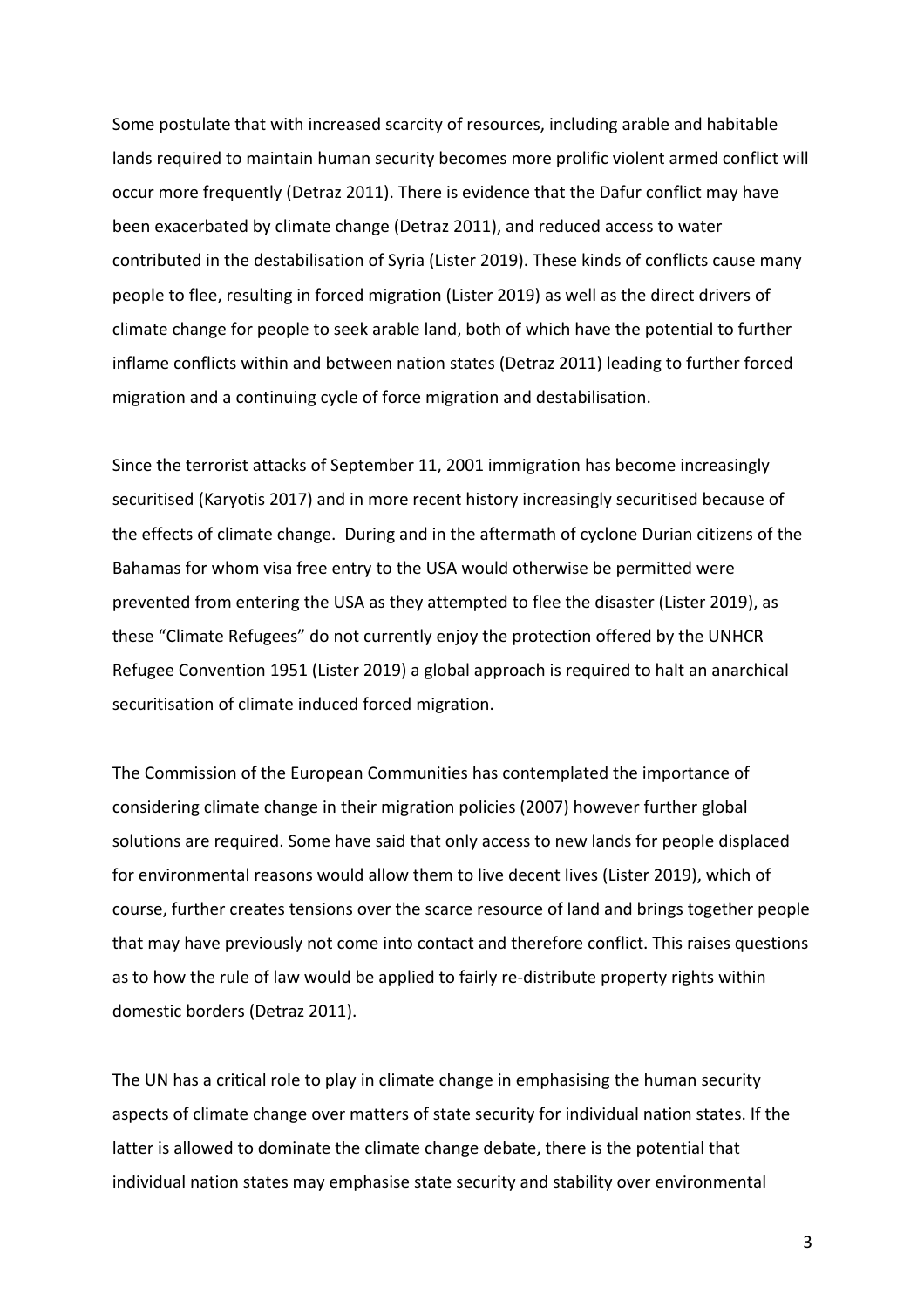Some postulate that with increased scarcity of resources, including arable and habitable lands required to maintain human security becomes more prolific violent armed conflict will occur more frequently (Detraz 2011). There is evidence that the Dafur conflict may have been exacerbated by climate change (Detraz 2011), and reduced access to water contributed in the destabilisation of Syria (Lister 2019). These kinds of conflicts cause many people to flee, resulting in forced migration (Lister 2019) as well as the direct drivers of climate change for people to seek arable land, both of which have the potential to further inflame conflicts within and between nation states (Detraz 2011) leading to further forced migration and a continuing cycle of force migration and destabilisation.

Since the terrorist attacks of September 11, 2001 immigration has become increasingly securitised (Karyotis 2017) and in more recent history increasingly securitised because of the effects of climate change. During and in the aftermath of cyclone Durian citizens of the Bahamas for whom visa free entry to the USA would otherwise be permitted were prevented from entering the USA as they attempted to flee the disaster (Lister 2019), as these "Climate Refugees" do not currently enjoy the protection offered by the UNHCR Refugee Convention 1951 (Lister 2019) a global approach is required to halt an anarchical securitisation of climate induced forced migration.

The Commission of the European Communities has contemplated the importance of considering climate change in their migration policies (2007) however further global solutions are required. Some have said that only access to new lands for people displaced for environmental reasons would allow them to live decent lives (Lister 2019), which of course, further creates tensions over the scarce resource of land and brings together people that may have previously not come into contact and therefore conflict. This raises questions as to how the rule of law would be applied to fairly re-distribute property rights within domestic borders (Detraz 2011).

The UN has a critical role to play in climate change in emphasising the human security aspects of climate change over matters of state security for individual nation states. If the latter is allowed to dominate the climate change debate, there is the potential that individual nation states may emphasise state security and stability over environmental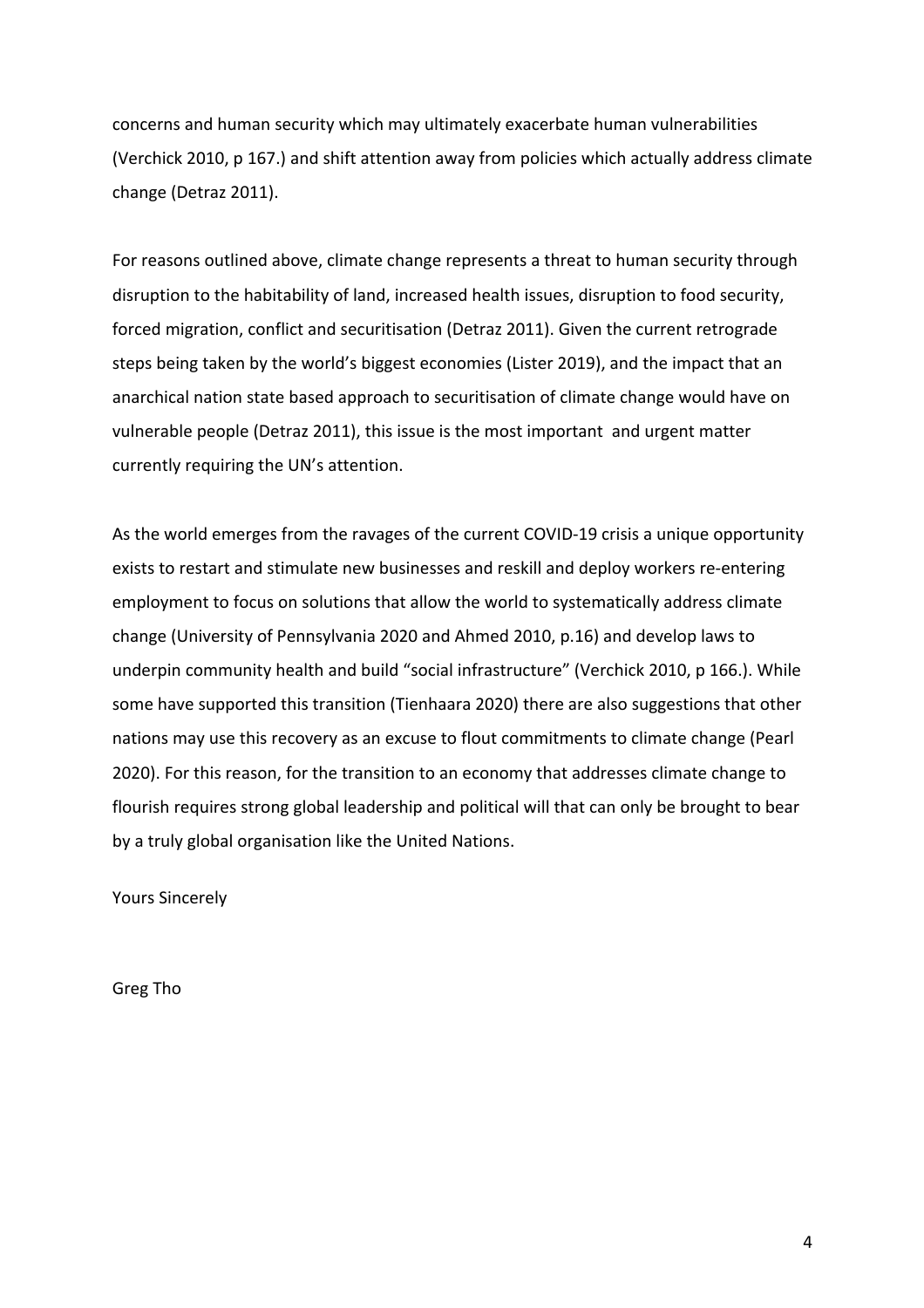concerns and human security which may ultimately exacerbate human vulnerabilities (Verchick 2010, p 167.) and shift attention away from policies which actually address climate change (Detraz 2011).

For reasons outlined above, climate change represents a threat to human security through disruption to the habitability of land, increased health issues, disruption to food security, forced migration, conflict and securitisation (Detraz 2011). Given the current retrograde steps being taken by the world's biggest economies (Lister 2019), and the impact that an anarchical nation state based approach to securitisation of climate change would have on vulnerable people (Detraz 2011), this issue is the most important  and urgent matter currently requiring the UN's attention.

As the world emerges from the ravages of the current COVID-19 crisis a unique opportunity exists to restart and stimulate new businesses and reskill and deploy workers re-entering employment to focus on solutions that allow the world to systematically address climate change (University of Pennsylvania 2020 and Ahmed 2010, p.16) and develop laws to underpin community health and build "social infrastructure" (Verchick 2010, p 166.). While some have supported this transition (Tienhaara 2020) there are also suggestions that other nations may use this recovery as an excuse to flout commitments to climate change (Pearl 2020). For this reason, for the transition to an economy that addresses climate change to flourish requires strong global leadership and political will that can only be brought to bear by a truly global organisation like the United Nations.

Yours Sincerely

Greg Tho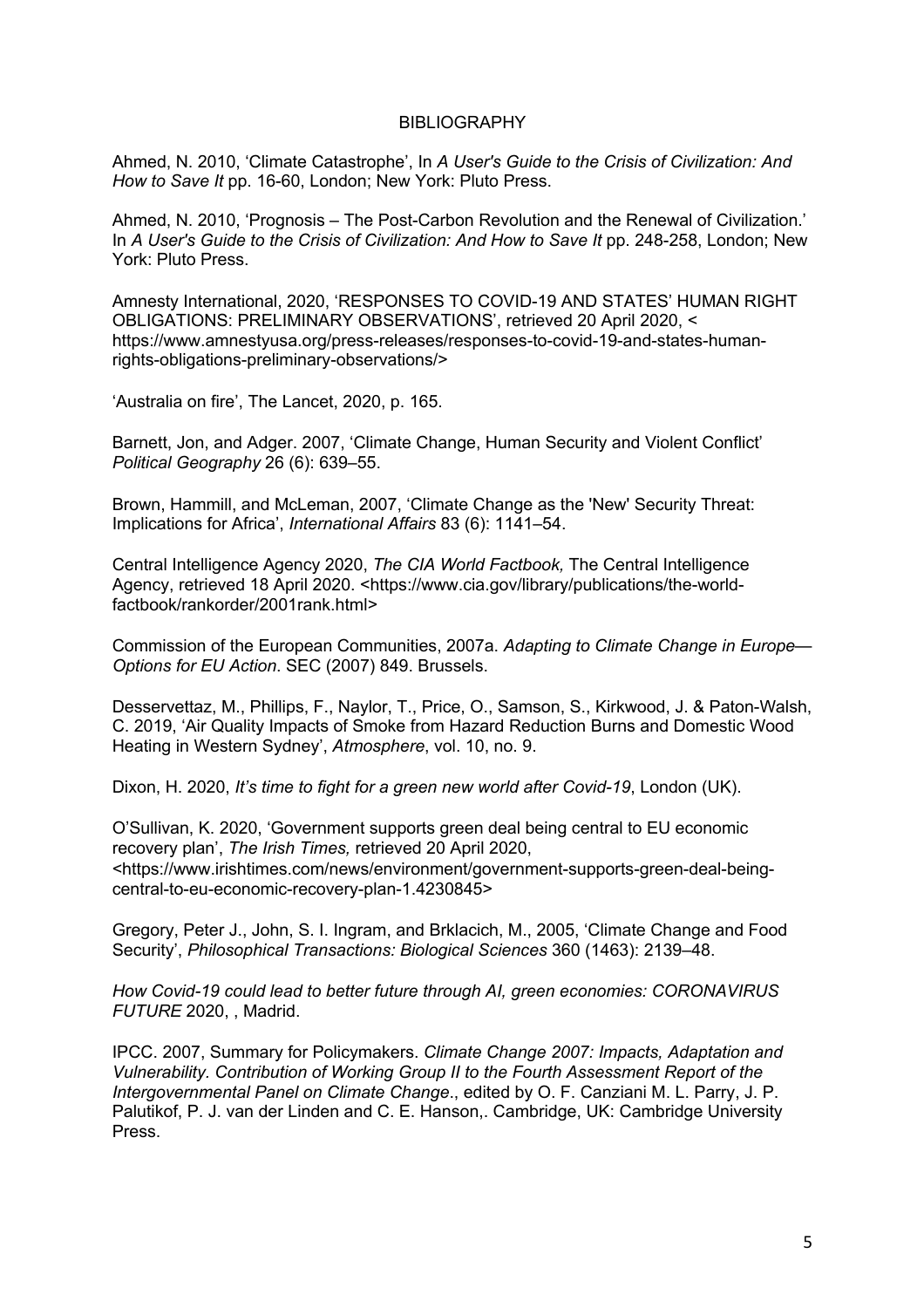# BIBLIOGRAPHY

Ahmed, N. 2010, 'Climate Catastrophe', In *A User's Guide to the Crisis of Civilization: And How to Save It* pp. 16-60, London; New York: Pluto Press.

Ahmed, N. 2010, 'Prognosis – The Post-Carbon Revolution and the Renewal of Civilization.' In *A User's Guide to the Crisis of Civilization: And How to Save It* pp. 248-258, London; New York: Pluto Press.

Amnesty International, 2020, 'RESPONSES TO COVID-19 AND STATES' HUMAN RIGHT OBLIGATIONS: PRELIMINARY OBSERVATIONS', retrieved 20 April 2020, < https://www.amnestyusa.org/press-releases/responses-to-covid-19-and-states-human-rights-obligations-preliminary-observations/>

'Australia on fire', The Lancet, 2020, p. 165.

Barnett, Jon, and Adger. 2007, 'Climate Change, Human Security and Violent Conflict' *Political Geography* 26 (6): 639–55.

Brown, Hammill, and McLeman, 2007, 'Climate Change as the 'New' Security Threat: Implications for Africa', *International Affairs* 83 (6): 1141–54.

Central Intelligence Agency 2020, *The CIA World Factbook,* The Central Intelligence Agency, retrieved 18 April 2020. <https://www.cia.gov/library/publications/the-world-factbook/rankorder/2001rank.html>

Commission of the European Communities, 2007a. *Adapting to Climate Change in Europe— Options for EU Action*. SEC (2007) 849. Brussels.

Desservettaz, M., Phillips, F., Naylor, T., Price, O., Samson, S., Kirkwood, J. & Paton-Walsh, C. 2019, 'Air Quality Impacts of Smoke from Hazard Reduction Burns and Domestic Wood Heating in Western Sydney', *Atmosphere*, vol. 10, no. 9.

Dixon, H. 2020, *It's time to fight for a green new world after Covid-19*, London (UK).

O'Sullivan, K. 2020, 'Government supports green deal being central to EU economic recovery plan', *The Irish Times,* retrieved 20 April 2020, <https://www.irishtimes.com/news/environment/government-supports-green-deal-being-central-to-eu-economic-recovery-plan-1.4230845>

Gregory, Peter J., John, S. I. Ingram, and Brklacich, M., 2005, 'Climate Change and Food Security', *Philosophical Transactions: Biological Sciences* 360 (1463): 2139–48.

*How Covid-19 could lead to better future through AI, green economies: CORONAVIRUS FUTURE* 2020, , Madrid.

IPCC. 2007, Summary for Policymakers. *Climate Change 2007: Impacts, Adaptation and Vulnerability. Contribution of Working Group II to the Fourth Assessment Report of the Intergovernmental Panel on Climate Change*., edited by O. F. Canziani M. L. Parry, J. P. Palutikof, P. J. van der Linden and C. E. Hanson,. Cambridge, UK: Cambridge University Press.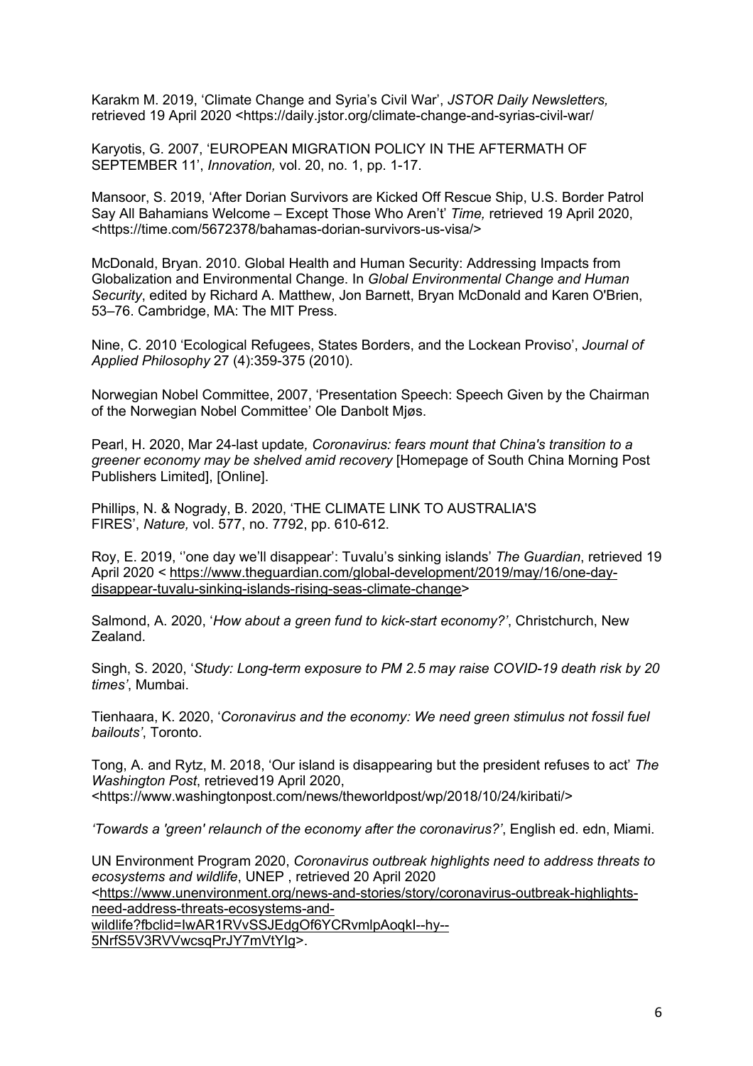Karakm M. 2019, 'Climate Change and Syria's Civil War', *JSTOR Daily Newsletters,* retrieved 19 April 2020 <https://daily.jstor.org/climate-change-and-syrias-civil-war/

Karyotis, G. 2007, 'EUROPEAN MIGRATION POLICY IN THE AFTERMATH OF SEPTEMBER 11', *Innovation,* vol. 20, no. 1, pp. 1-17.

Mansoor, S. 2019, 'After Dorian Survivors are Kicked Off Rescue Ship, U.S. Border Patrol Say All Bahamians Welcome – Except Those Who Aren't' *Time,* retrieved 19 April 2020, <https://time.com/5672378/bahamas-dorian-survivors-us-visa/>

McDonald, Bryan. 2010. Global Health and Human Security: Addressing Impacts from Globalization and Environmental Change. In *Global Environmental Change and Human Security*, edited by Richard A. Matthew, Jon Barnett, Bryan McDonald and Karen O'Brien, 53–76. Cambridge, MA: The MIT Press.

Nine, C. 2010 'Ecological Refugees, States Borders, and the Lockean Proviso', *Journal of Applied Philosophy* 27 (4):359-375 (2010).

Norwegian Nobel Committee, 2007, 'Presentation Speech: Speech Given by the Chairman of the Norwegian Nobel Committee' Ole Danbolt Mjøs.

Pearl, H. 2020, Mar 24-last update*, Coronavirus: fears mount that China's transition to a greener economy may be shelved amid recovery* [Homepage of South China Morning Post Publishers Limited], [Online].

Phillips, N. & Nogrady, B. 2020, 'THE CLIMATE LINK TO AUSTRALIA'S FIRES', *Nature,* vol. 577, no. 7792, pp. 610-612.

Roy, E. 2019, ''one day we'll disappear': Tuvalu's sinking islands' *The Guardian*, retrieved 19 April 2020 < https://www.theguardian.com/global-development/2019/may/16/one-day-disappear-tuvalu-sinking-islands-rising-seas-climate-change>

Salmond, A. 2020, '*How about a green fund to kick-start economy?'*, Christchurch, New Zealand.

Singh, S. 2020, '*Study: Long-term exposure to PM 2.5 may raise COVID-19 death risk by 20 times'*, Mumbai.

Tienhaara, K. 2020, '*Coronavirus and the economy: We need green stimulus not fossil fuel bailouts'*, Toronto.

Tong, A. and Rytz, M. 2018, 'Our island is disappearing but the president refuses to act' *The Washington Post*, retrieved19 April 2020, <https://www.washingtonpost.com/news/theworldpost/wp/2018/10/24/kiribati/>

*'Towards a 'green' relaunch of the economy after the coronavirus?'*, English ed. edn, Miami.

UN Environment Program 2020, *Coronavirus outbreak highlights need to address threats to ecosystems and wildlife*, UNEP , retrieved 20 April 2020 <https://www.unenvironment.org/news-and-stories/story/coronavirus-outbreak-highlights-need-address-threats-ecosystems-and-wildlife?fbclid=IwAR1RVvSSJEdgOf6YCRvmlpAoqkI--hy--5NrfS5V3RVVwcsqPrJY7mVtYIg>.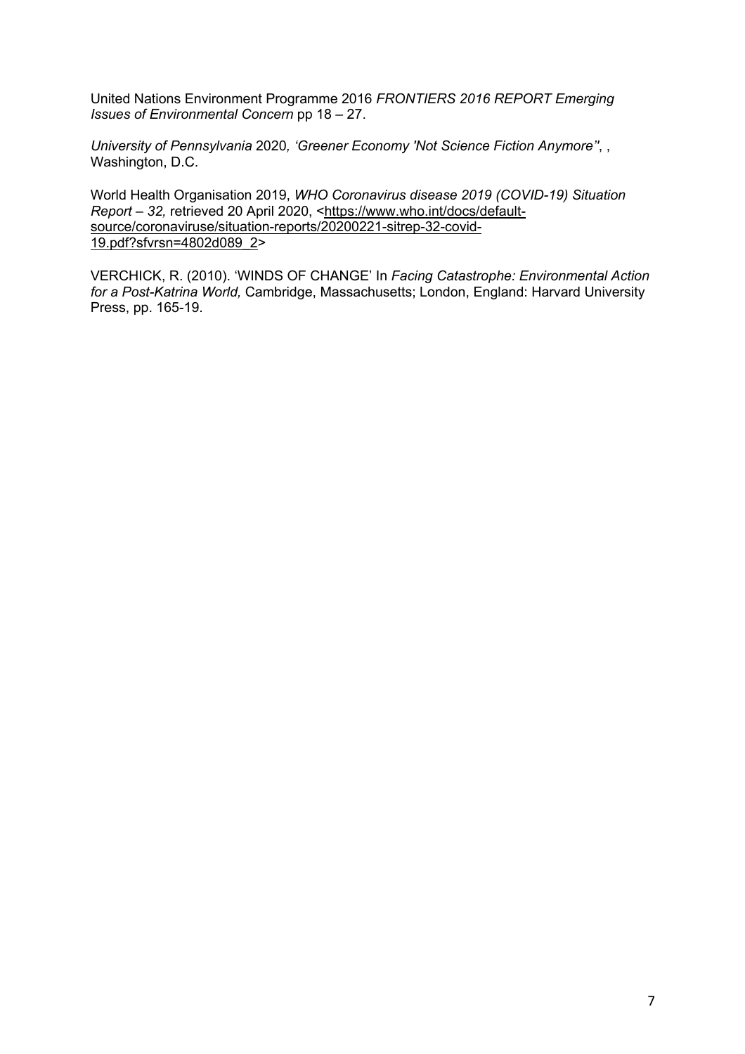United Nations Environment Programme 2016 *FRONTIERS 2016 REPORT Emerging Issues of Environmental Concern* pp 18 – 27.

*University of Pennsylvania* 2020*, 'Greener Economy 'Not Science Fiction Anymore''*, , Washington, D.C.

World Health Organisation 2019, *WHO Coronavirus disease 2019 (COVID-19) Situation Report – 32,* retrieved 20 April 2020, <https://www.who.int/docs/default-source/coronaviruse/situation-reports/20200221-sitrep-32-covid-19.pdf?sfvrsn=4802d089_2>

VERCHICK, R. (2010). 'WINDS OF CHANGE' In *Facing Catastrophe: Environmental Action for a Post-Katrina World,* Cambridge, Massachusetts; London, England: Harvard University Press, pp. 165-19.